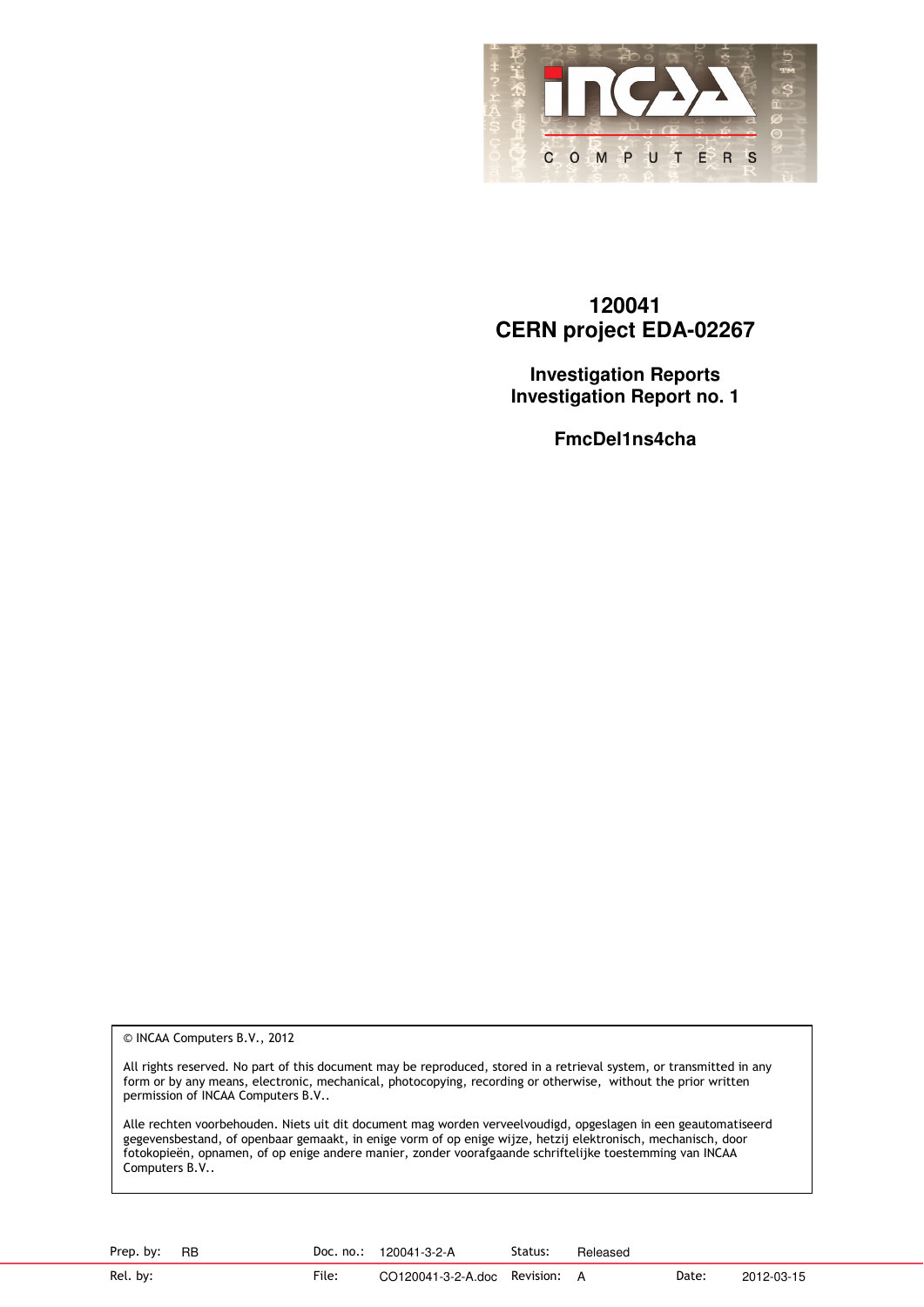# 120041
# CERN project EDA-02267

## Investigation Reports
## Investigation Report no. 1

### FmcDel1ns4cha

© INCAA Computers B.V., 2012

All rights reserved. No part of this document may be reproduced, stored in a retrieval system, or transmitted in any form or by any means, electronic, mechanical, photocopying, recording or otherwise, without the prior written permission of INCAA Computers B.V..

Alle rechten voorbehouden. Niets uit dit document mag worden verveelvoudigd, opgeslagen in een geautomatiseerd gegevensbestand, of openbaar gemaakt, in enige vorm of op enige wijze, hetzij elektronisch, mechanisch, door fotokopieën, opnamen, of op enige andere manier, zonder voorafgaande schriftelijke toestemming van INCAA Computers B.V..

| Prep. by: | RB | Doc. no.: | 120041-3-2-A | Status: | Released | | |
|---|---|---|---|---|---|---|---|
| Rel. by: | | File: | CO120041-3-2-A.doc | Revision: | A | Date: | 2012-03-15 |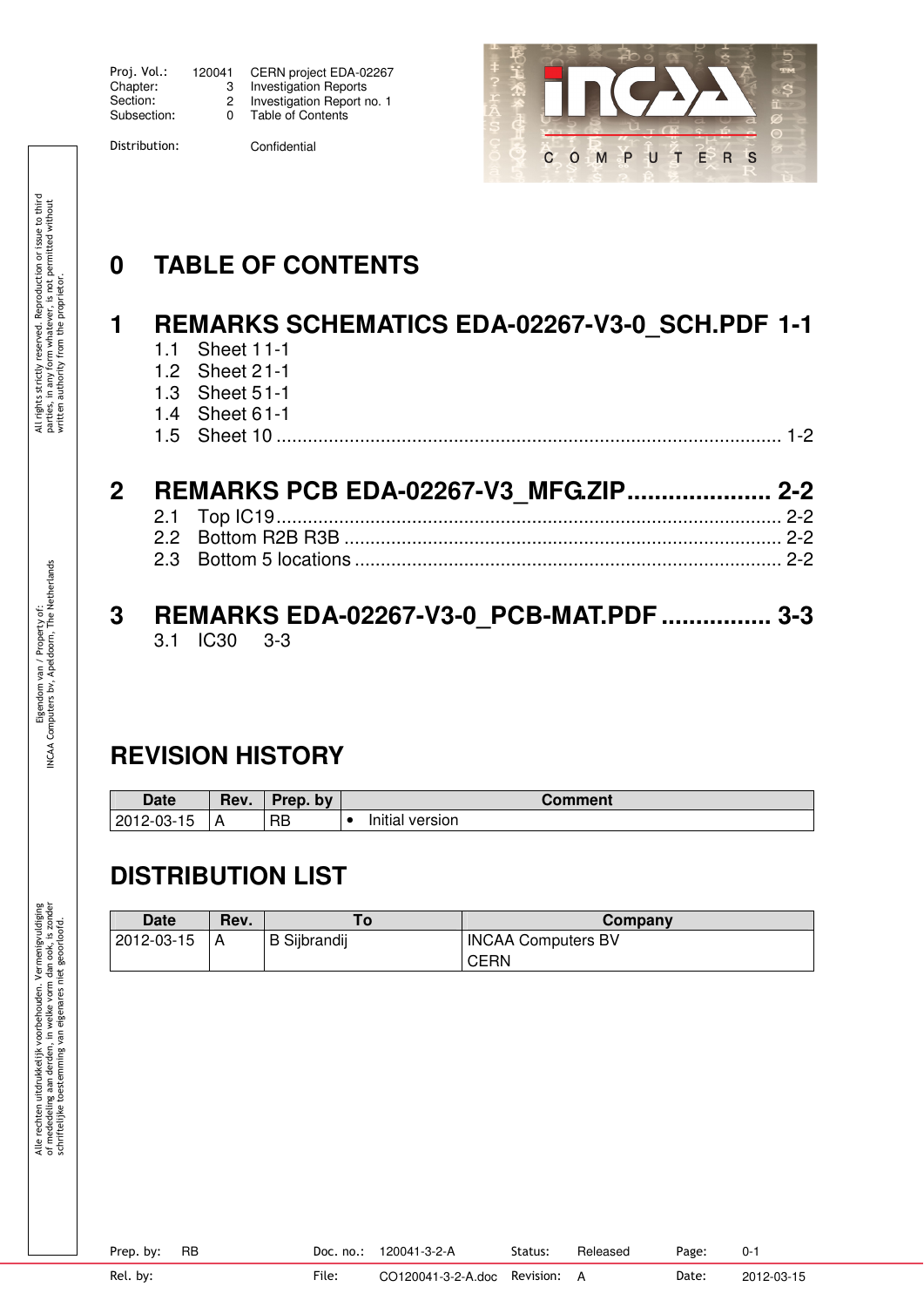Proj. Vol.: 120041 CERN project EDA-02267
Chapter: 3 Investigation Reports
Section: 2 Investigation Report no. 1
Subsection: 0 Table of Contents

Distribution: Confidential

# 0 TABLE OF CONTENTS

## 1 REMARKS SCHEMATICS EDA-02267-V3-0_SCH.PDF 1-1

1.1 Sheet 1 1-1
1.2 Sheet 2 1-1
1.3 Sheet 5 1-1
1.4 Sheet 6 1-1
1.5 Sheet 10 ................................................................................................ 1-2

## 2 REMARKS PCB EDA-02267-V3_MFG.ZIP..................... 2-2

2.1 Top IC19................................................................................................ 2-2
2.2 Bottom R2B R3B .................................................................................. 2-2
2.3 Bottom 5 locations ................................................................................. 2-2

## 3 REMARKS EDA-02267-V3-0_PCB-MAT.PDF ................ 3-3

3.1 IC30 3-3

# REVISION HISTORY

| Date | Rev. | Prep. by | Comment |
|---|---|---|---|
| 2012-03-15 | A | RB | • Initial version |

# DISTRIBUTION LIST

| Date | Rev. | To | Company |
|---|---|---|---|
| 2012-03-15 | A | B Sijbrandij | INCAA Computers BV<br>CERN |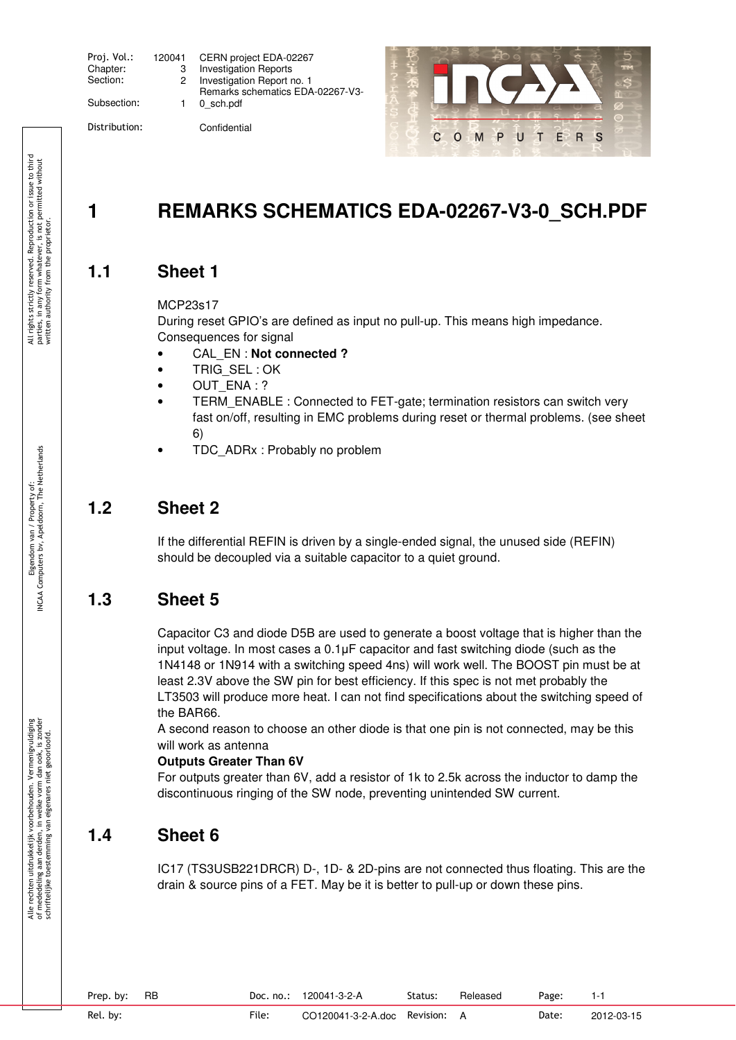| Proj. Vol.: | 120041 | CERN project EDA-02267 |
| --- | --- | --- |
| Chapter: | 3 | Investigation Reports |
| Section: | 2 | Investigation Report no. 1 |
| Subsection: | 1 | Remarks schematics EDA-02267-V3-0_sch.pdf |
| Distribution: | | Confidential |

# 1 REMARKS SCHEMATICS EDA-02267-V3-0_SCH.PDF

## 1.1 Sheet 1

MCP23s17
During reset GPIO's are defined as input no pull-up. This means high impedance.
Consequences for signal

- CAL_EN : **Not connected ?**
- TRIG_SEL : OK
- OUT_ENA : ?
- TERM_ENABLE : Connected to FET-gate; termination resistors can switch very fast on/off, resulting in EMC problems during reset or thermal problems. (see sheet 6)
- TDC_ADRx : Probably no problem

## 1.2 Sheet 2

If the differential REFIN is driven by a single-ended signal, the unused side (REFIN) should be decoupled via a suitable capacitor to a quiet ground.

## 1.3 Sheet 5

Capacitor C3 and diode D5B are used to generate a boost voltage that is higher than the input voltage. In most cases a 0.1µF capacitor and fast switching diode (such as the 1N4148 or 1N914 with a switching speed 4ns) will work well. The BOOST pin must be at least 2.3V above the SW pin for best efficiency. If this spec is not met probably the LT3503 will produce more heat. I can not find specifications about the switching speed of the BAR66.
A second reason to choose an other diode is that one pin is not connected, may be this will work as antenna

**Outputs Greater Than 6V**
For outputs greater than 6V, add a resistor of 1k to 2.5k across the inductor to damp the discontinuous ringing of the SW node, preventing unintended SW current.

## 1.4 Sheet 6

IC17 (TS3USB221DRCR) D-, 1D- & 2D-pins are not connected thus floating. This are the drain & source pins of a FET. May be it is better to pull-up or down these pins.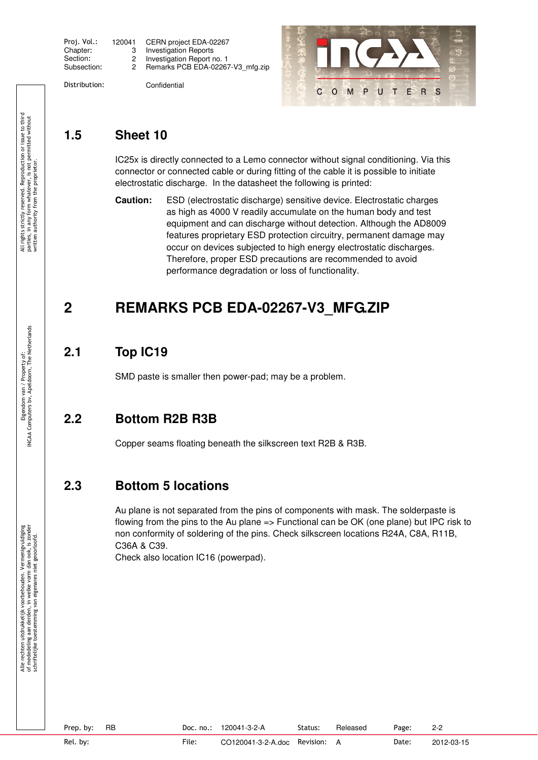### 1.5 Sheet 10

IC25x is directly connected to a Lemo connector without signal conditioning. Via this connector or connected cable or during fitting of the cable it is possible to initiate electrostatic discharge. In the datasheet the following is printed:

**Caution:** ESD (electrostatic discharge) sensitive device. Electrostatic charges as high as 4000 V readily accumulate on the human body and test equipment and can discharge without detection. Although the AD8009 features proprietary ESD protection circuitry, permanent damage may occur on devices subjected to high energy electrostatic discharges. Therefore, proper ESD precautions are recommended to avoid performance degradation or loss of functionality.

# 2 REMARKS PCB EDA-02267-V3_MFG.ZIP

## 2.1 Top IC19

SMD paste is smaller then power-pad; may be a problem.

## 2.2 Bottom R2B R3B

Copper seams floating beneath the silkscreen text R2B & R3B.

## 2.3 Bottom 5 locations

Au plane is not separated from the pins of components with mask. The solderpaste is flowing from the pins to the Au plane => Functional can be OK (one plane) but IPC risk to non conformity of soldering of the pins. Check silkscreen locations R24A, C8A, R11B, C36A & C39.
Check also location IC16 (powerpad).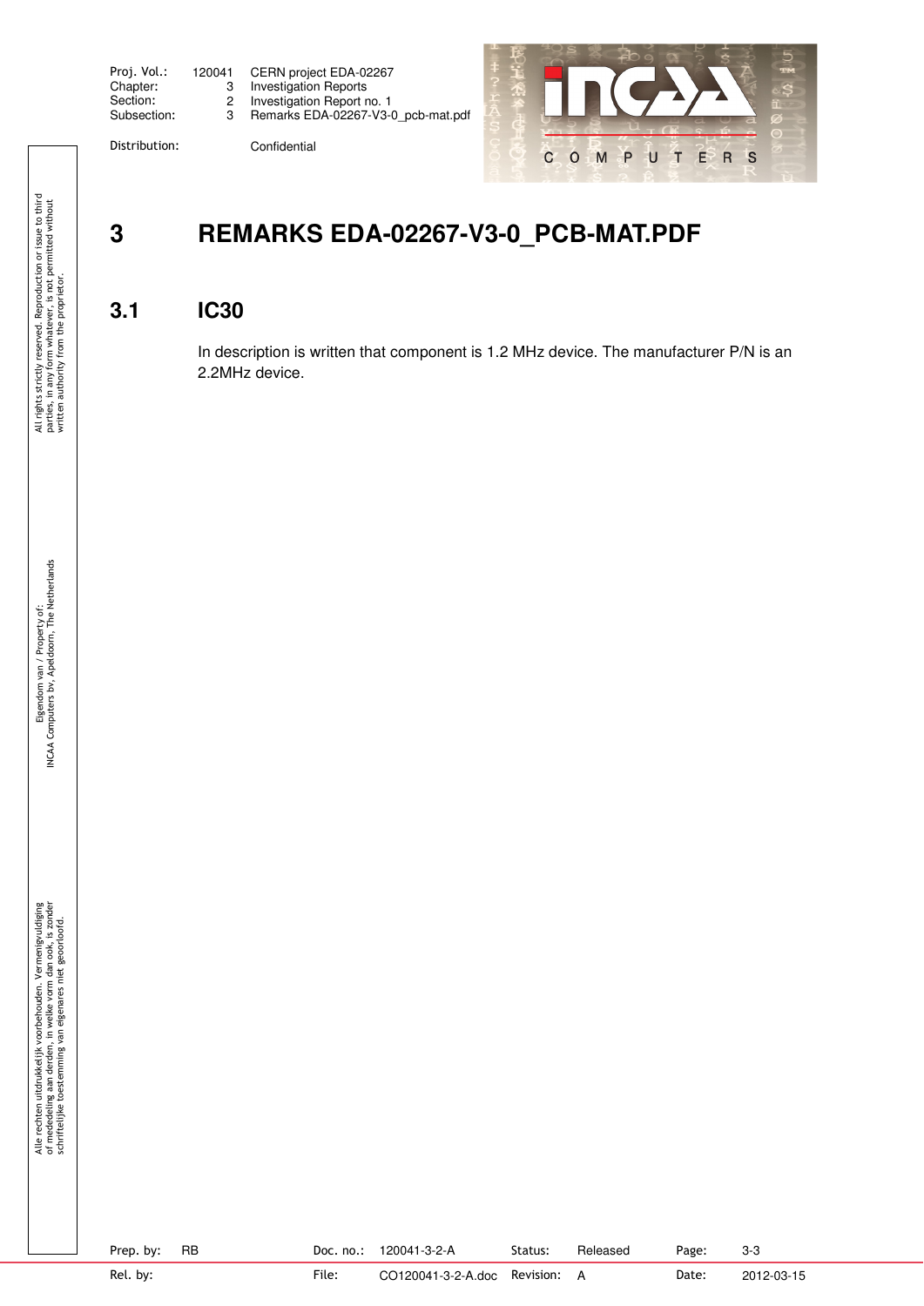# 3 REMARKS EDA-02267-V3-0_PCB-MAT.PDF

## 3.1 IC30

In description is written that component is 1.2 MHz device. The manufacturer P/N is an 2.2MHz device.